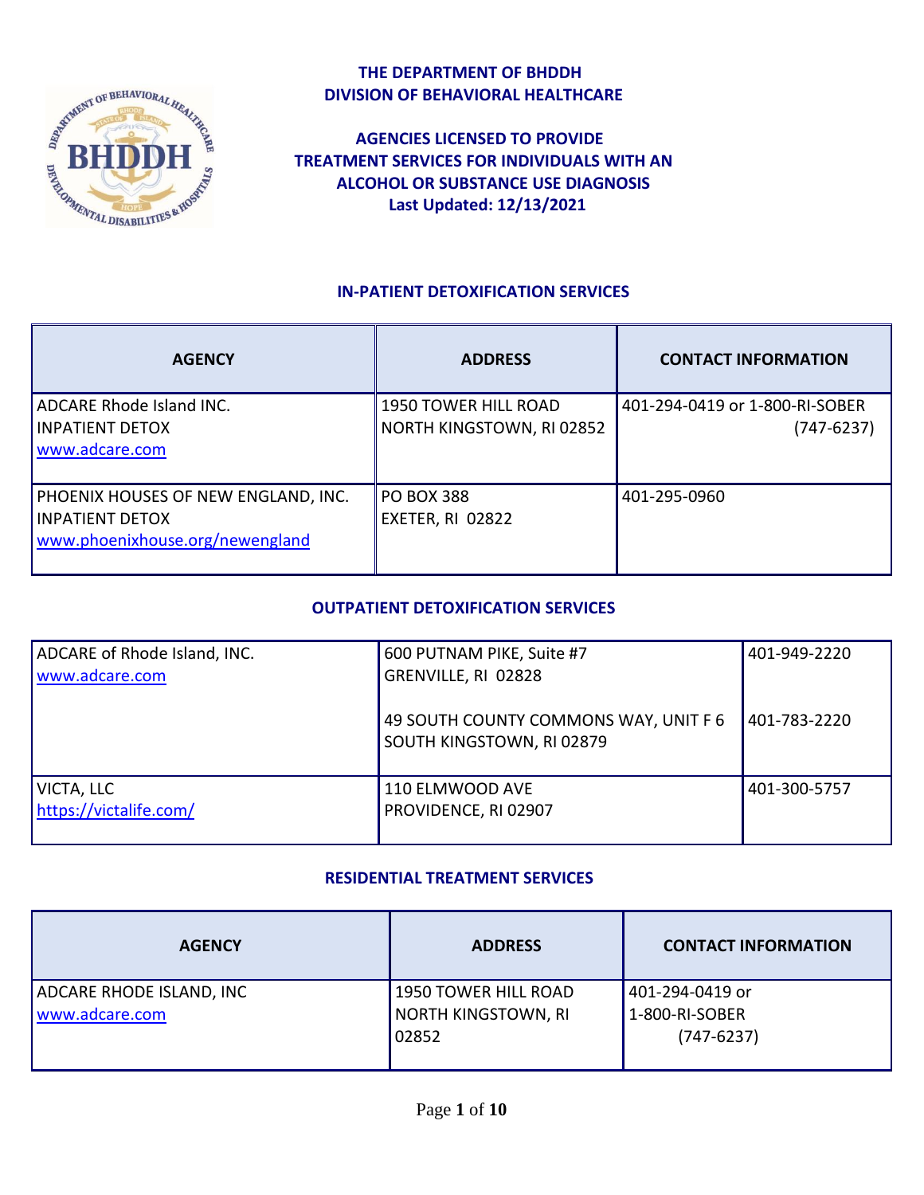# THE DEPARTMENT OF BHDDH
## DIVISION OF BEHAVIORAL HEALTHCARE

## AGENCIES LICENSED TO PROVIDE TREATMENT SERVICES FOR INDIVIDUALS WITH AN ALCOHOL OR SUBSTANCE USE DIAGNOSIS

**Last Updated: 12/13/2021**

### IN-PATIENT DETOXIFICATION SERVICES

| AGENCY | ADDRESS | CONTACT INFORMATION |
|---|---|---|
| ADCARE Rhode Island INC.<br>INPATIENT DETOX<br>www.adcare.com | 1950 TOWER HILL ROAD<br>NORTH KINGSTOWN, RI 02852 | 401-294-0419 or 1-800-RI-SOBER (747-6237) |
| PHOENIX HOUSES OF NEW ENGLAND, INC.<br>INPATIENT DETOX<br>www.phoenixhouse.org/newengland | PO BOX 388<br>EXETER, RI 02822 | 401-295-0960 |

### OUTPATIENT DETOXIFICATION SERVICES

| AGENCY | ADDRESS | CONTACT INFORMATION |
|---|---|---|
| ADCARE of Rhode Island, INC.<br>www.adcare.com | 600 PUTNAM PIKE, Suite #7<br>GRENVILLE, RI 02828 | 401-949-2220 |
| | 49 SOUTH COUNTY COMMONS WAY, UNIT F 6<br>SOUTH KINGSTOWN, RI 02879 | 401-783-2220 |
| VICTA, LLC<br>https://victalife.com/ | 110 ELMWOOD AVE<br>PROVIDENCE, RI 02907 | 401-300-5757 |

### RESIDENTIAL TREATMENT SERVICES

| AGENCY | ADDRESS | CONTACT INFORMATION |
|---|---|---|
| ADCARE RHODE ISLAND, INC<br>www.adcare.com | 1950 TOWER HILL ROAD<br>NORTH KINGSTOWN, RI 02852 | 401-294-0419 or<br>1-800-RI-SOBER<br>(747-6237) |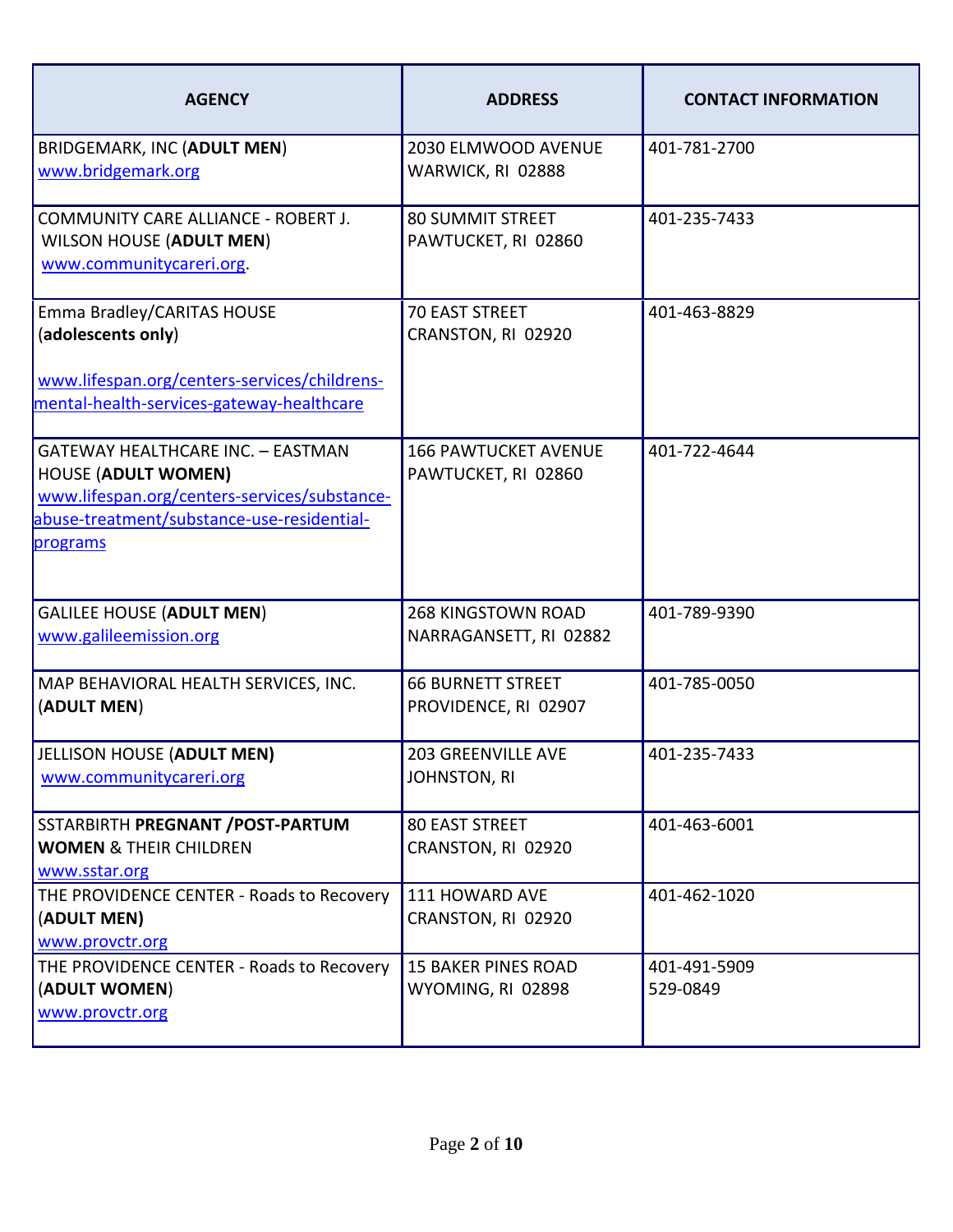| AGENCY | ADDRESS | CONTACT INFORMATION |
|---|---|---|
| BRIDGEMARK, INC (**ADULT MEN**)<br>www.bridgemark.org | 2030 ELMWOOD AVENUE<br>WARWICK, RI 02888 | 401-781-2700 |
| COMMUNITY CARE ALLIANCE - ROBERT J. WILSON HOUSE (**ADULT MEN**)<br>www.communitycareri.org. | 80 SUMMIT STREET<br>PAWTUCKET, RI 02860 | 401-235-7433 |
| Emma Bradley/CARITAS HOUSE (**adolescents only**)<br>www.lifespan.org/centers-services/childrens-mental-health-services-gateway-healthcare | 70 EAST STREET<br>CRANSTON, RI 02920 | 401-463-8829 |
| GATEWAY HEALTHCARE INC. – EASTMAN HOUSE (**ADULT WOMEN)**<br>www.lifespan.org/centers-services/substance-abuse-treatment/substance-use-residential-programs | 166 PAWTUCKET AVENUE<br>PAWTUCKET, RI 02860 | 401-722-4644 |
| GALILEE HOUSE (**ADULT MEN**)<br>www.galileemission.org | 268 KINGSTOWN ROAD<br>NARRAGANSETT, RI 02882 | 401-789-9390 |
| MAP BEHAVIORAL HEALTH SERVICES, INC. (**ADULT MEN**) | 66 BURNETT STREET<br>PROVIDENCE, RI 02907 | 401-785-0050 |
| JELLISON HOUSE (**ADULT MEN)**<br>www.communitycareri.org | 203 GREENVILLE AVE<br>JOHNSTON, RI | 401-235-7433 |
| SSTARBIRTH **PREGNANT /POST-PARTUM WOMEN** & THEIR CHILDREN<br>www.sstar.org | 80 EAST STREET<br>CRANSTON, RI 02920 | 401-463-6001 |
| THE PROVIDENCE CENTER - Roads to Recovery (**ADULT MEN)**<br>www.provctr.org | 111 HOWARD AVE<br>CRANSTON, RI 02920 | 401-462-1020 |
| THE PROVIDENCE CENTER - Roads to Recovery (**ADULT WOMEN**)<br>www.provctr.org | 15 BAKER PINES ROAD<br>WYOMING, RI 02898 | 401-491-5909<br>529-0849 |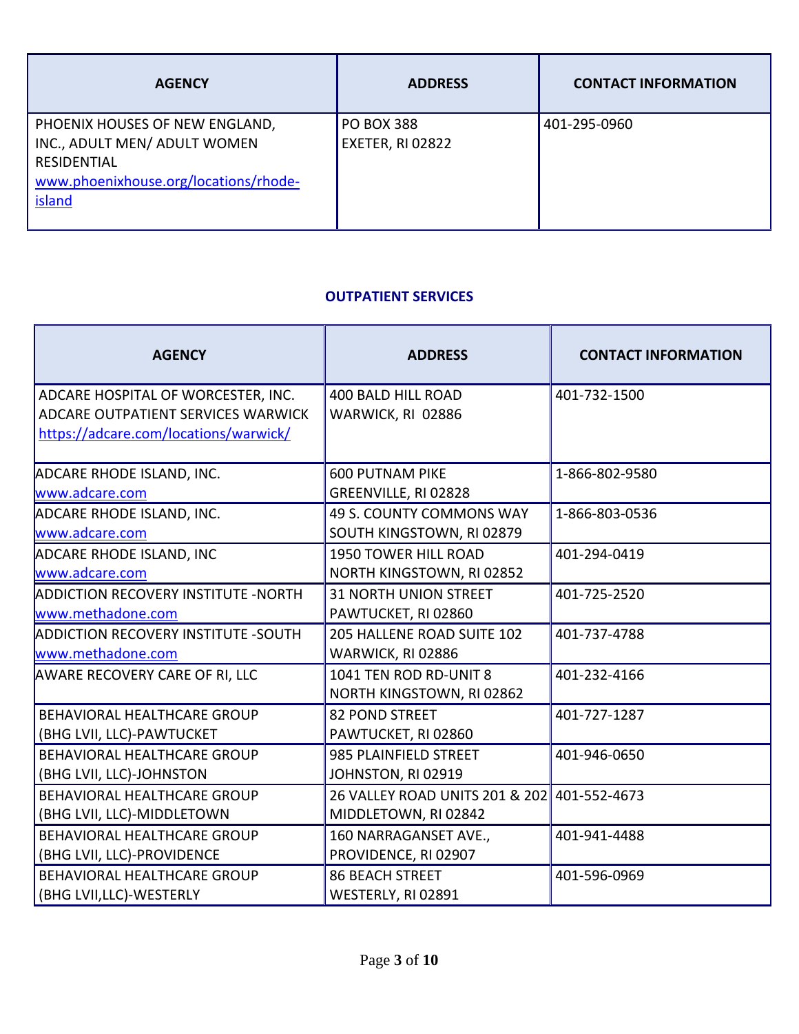| AGENCY | ADDRESS | CONTACT INFORMATION |
|---|---|---|
| PHOENIX HOUSES OF NEW ENGLAND, INC., ADULT MEN/ ADULT WOMEN RESIDENTIAL www.phoenixhouse.org/locations/rhode-island | PO BOX 388 EXETER, RI 02822 | 401-295-0960 |

## OUTPATIENT SERVICES

| AGENCY | ADDRESS | CONTACT INFORMATION |
|---|---|---|
| ADCARE HOSPITAL OF WORCESTER, INC. ADCARE OUTPATIENT SERVICES WARWICK https://adcare.com/locations/warwick/ | 400 BALD HILL ROAD WARWICK, RI 02886 | 401-732-1500 |
| ADCARE RHODE ISLAND, INC. www.adcare.com | 600 PUTNAM PIKE GREENVILLE, RI 02828 | 1-866-802-9580 |
| ADCARE RHODE ISLAND, INC. www.adcare.com | 49 S. COUNTY COMMONS WAY SOUTH KINGSTOWN, RI 02879 | 1-866-803-0536 |
| ADCARE RHODE ISLAND, INC www.adcare.com | 1950 TOWER HILL ROAD NORTH KINGSTOWN, RI 02852 | 401-294-0419 |
| ADDICTION RECOVERY INSTITUTE -NORTH www.methadone.com | 31 NORTH UNION STREET PAWTUCKET, RI 02860 | 401-725-2520 |
| ADDICTION RECOVERY INSTITUTE -SOUTH www.methadone.com | 205 HALLENE ROAD SUITE 102 WARWICK, RI 02886 | 401-737-4788 |
| AWARE RECOVERY CARE OF RI, LLC | 1041 TEN ROD RD-UNIT 8 NORTH KINGSTOWN, RI 02862 | 401-232-4166 |
| BEHAVIORAL HEALTHCARE GROUP (BHG LVII, LLC)-PAWTUCKET | 82 POND STREET PAWTUCKET, RI 02860 | 401-727-1287 |
| BEHAVIORAL HEALTHCARE GROUP (BHG LVII, LLC)-JOHNSTON | 985 PLAINFIELD STREET JOHNSTON, RI 02919 | 401-946-0650 |
| BEHAVIORAL HEALTHCARE GROUP (BHG LVII, LLC)-MIDDLETOWN | 26 VALLEY ROAD UNITS 201 & 202 MIDDLETOWN, RI 02842 | 401-552-4673 |
| BEHAVIORAL HEALTHCARE GROUP (BHG LVII, LLC)-PROVIDENCE | 160 NARRAGANSET AVE., PROVIDENCE, RI 02907 | 401-941-4488 |
| BEHAVIORAL HEALTHCARE GROUP (BHG LVII,LLC)-WESTERLY | 86 BEACH STREET WESTERLY, RI 02891 | 401-596-0969 |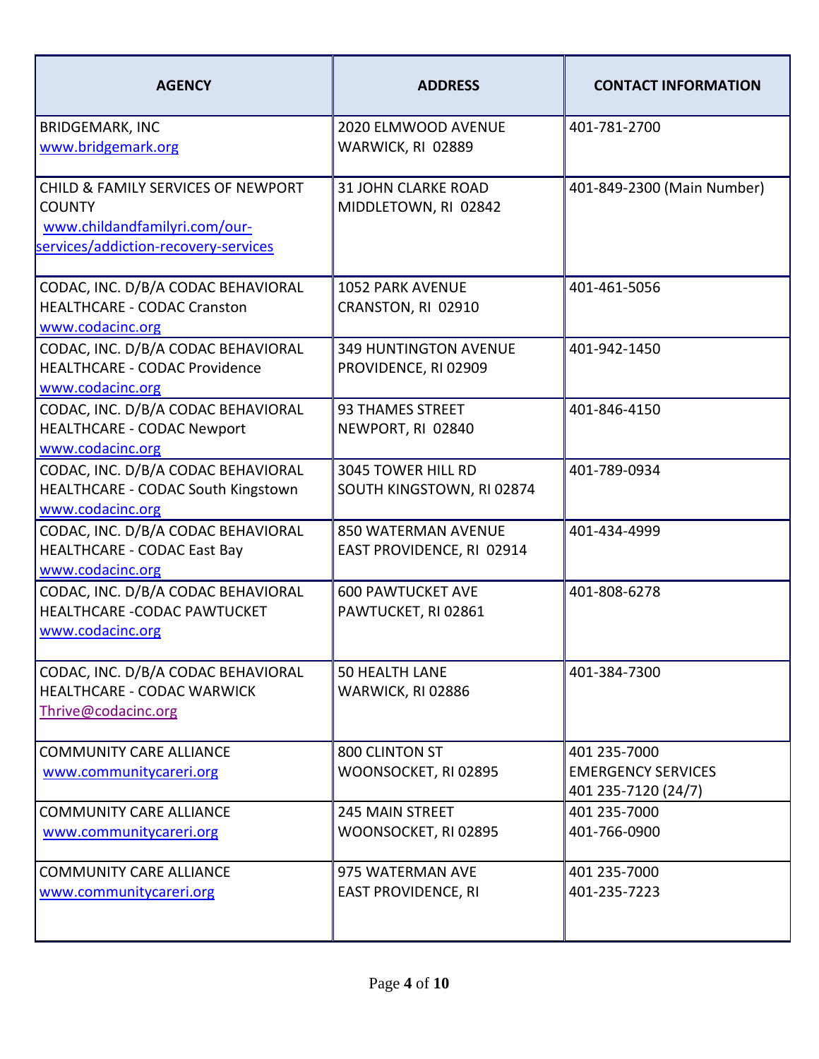| AGENCY | ADDRESS | CONTACT INFORMATION |
|---|---|---|
| BRIDGEMARK, INC<br>www.bridgemark.org | 2020 ELMWOOD AVENUE<br>WARWICK, RI 02889 | 401-781-2700 |
| CHILD & FAMILY SERVICES OF NEWPORT COUNTY<br>www.childandfamilyri.com/our-services/addiction-recovery-services | 31 JOHN CLARKE ROAD<br>MIDDLETOWN, RI 02842 | 401-849-2300 (Main Number) |
| CODAC, INC. D/B/A CODAC BEHAVIORAL HEALTHCARE - CODAC Cranston<br>www.codacinc.org | 1052 PARK AVENUE<br>CRANSTON, RI 02910 | 401-461-5056 |
| CODAC, INC. D/B/A CODAC BEHAVIORAL HEALTHCARE - CODAC Providence<br>www.codacinc.org | 349 HUNTINGTON AVENUE<br>PROVIDENCE, RI 02909 | 401-942-1450 |
| CODAC, INC. D/B/A CODAC BEHAVIORAL HEALTHCARE - CODAC Newport<br>www.codacinc.org | 93 THAMES STREET<br>NEWPORT, RI 02840 | 401-846-4150 |
| CODAC, INC. D/B/A CODAC BEHAVIORAL HEALTHCARE - CODAC South Kingstown<br>www.codacinc.org | 3045 TOWER HILL RD<br>SOUTH KINGSTOWN, RI 02874 | 401-789-0934 |
| CODAC, INC. D/B/A CODAC BEHAVIORAL HEALTHCARE - CODAC East Bay<br>www.codacinc.org | 850 WATERMAN AVENUE<br>EAST PROVIDENCE, RI 02914 | 401-434-4999 |
| CODAC, INC. D/B/A CODAC BEHAVIORAL HEALTHCARE -CODAC PAWTUCKET<br>www.codacinc.org | 600 PAWTUCKET AVE<br>PAWTUCKET, RI 02861 | 401-808-6278 |
| CODAC, INC. D/B/A CODAC BEHAVIORAL HEALTHCARE - CODAC WARWICK<br>Thrive@codacinc.org | 50 HEALTH LANE<br>WARWICK, RI 02886 | 401-384-7300 |
| COMMUNITY CARE ALLIANCE<br>www.communitycareri.org | 800 CLINTON ST<br>WOONSOCKET, RI 02895 | 401 235-7000<br>EMERGENCY SERVICES<br>401 235-7120 (24/7) |
| COMMUNITY CARE ALLIANCE<br>www.communitycareri.org | 245 MAIN STREET<br>WOONSOCKET, RI 02895 | 401 235-7000<br>401-766-0900 |
| COMMUNITY CARE ALLIANCE<br>www.communitycareri.org | 975 WATERMAN AVE<br>EAST PROVIDENCE, RI | 401 235-7000<br>401-235-7223 |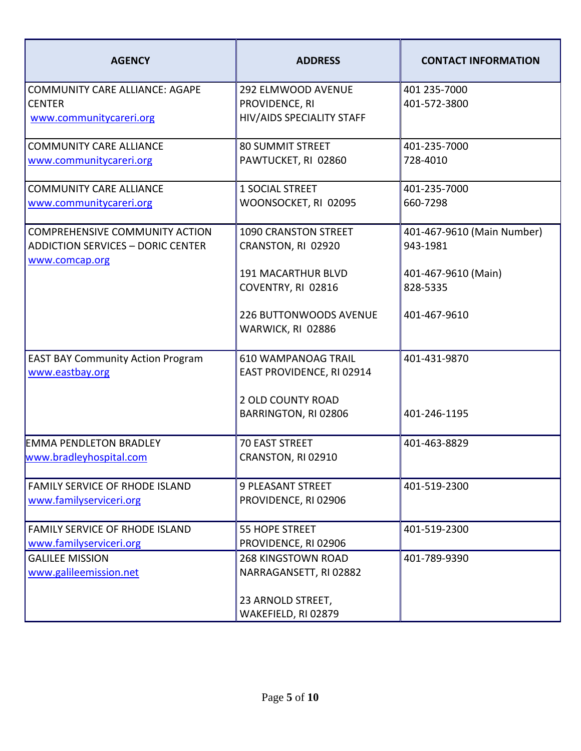| AGENCY | ADDRESS | CONTACT INFORMATION |
|---|---|---|
| COMMUNITY CARE ALLIANCE: AGAPE CENTER<br>www.communitycareri.org | 292 ELMWOOD AVENUE<br>PROVIDENCE, RI<br>HIV/AIDS SPECIALITY STAFF | 401 235-7000<br>401-572-3800 |
| COMMUNITY CARE ALLIANCE<br>www.communitycareri.org | 80 SUMMIT STREET<br>PAWTUCKET, RI 02860 | 401-235-7000<br>728-4010 |
| COMMUNITY CARE ALLIANCE<br>www.communitycareri.org | 1 SOCIAL STREET<br>WOONSOCKET, RI 02095 | 401-235-7000<br>660-7298 |
| COMPREHENSIVE COMMUNITY ACTION ADDICTION SERVICES – DORIC CENTER<br>www.comcap.org | 1090 CRANSTON STREET<br>CRANSTON, RI 02920<br><br>191 MACARTHUR BLVD<br>COVENTRY, RI 02816<br><br>226 BUTTONWOODS AVENUE<br>WARWICK, RI 02886 | 401-467-9610 (Main Number)<br>943-1981<br><br>401-467-9610 (Main)<br>828-5335<br><br>401-467-9610 |
| EAST BAY Community Action Program<br>www.eastbay.org | 610 WAMPANOAG TRAIL<br>EAST PROVIDENCE, RI 02914<br><br>2 OLD COUNTY ROAD<br>BARRINGTON, RI 02806 | 401-431-9870<br><br><br>401-246-1195 |
| EMMA PENDLETON BRADLEY<br>www.bradleyhospital.com | 70 EAST STREET<br>CRANSTON, RI 02910 | 401-463-8829 |
| FAMILY SERVICE OF RHODE ISLAND<br>www.familyserviceri.org | 9 PLEASANT STREET<br>PROVIDENCE, RI 02906 | 401-519-2300 |
| FAMILY SERVICE OF RHODE ISLAND<br>www.familyserviceri.org | 55 HOPE STREET<br>PROVIDENCE, RI 02906 | 401-519-2300 |
| GALILEE MISSION<br>www.galileemission.net | 268 KINGSTOWN ROAD<br>NARRAGANSETT, RI 02882<br><br>23 ARNOLD STREET,<br>WAKEFIELD, RI 02879 | 401-789-9390 |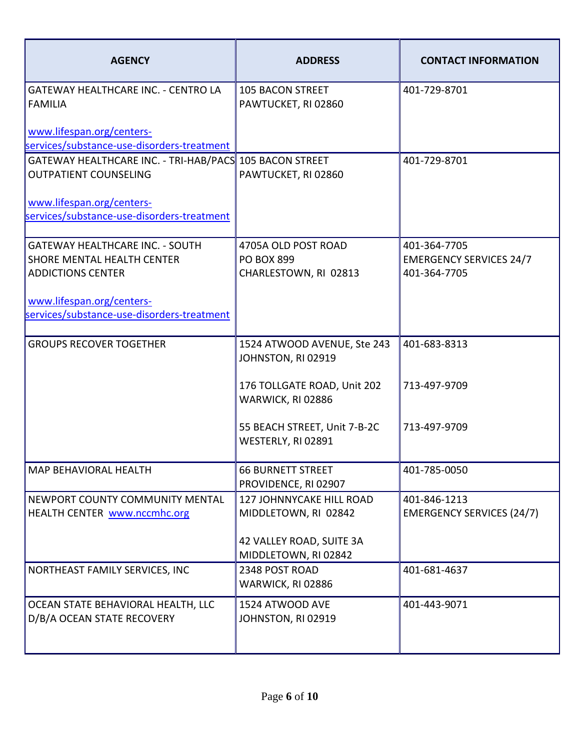| AGENCY | ADDRESS | CONTACT INFORMATION |
|---|---|---|
| GATEWAY HEALTHCARE INC. - CENTRO LA FAMILIA<br><br>www.lifespan.org/centers-services/substance-use-disorders-treatment | 105 BACON STREET<br>PAWTUCKET, RI 02860 | 401-729-8701 |
| GATEWAY HEALTHCARE INC. - TRI-HAB/PACS OUTPATIENT COUNSELING<br><br>www.lifespan.org/centers-services/substance-use-disorders-treatment | 105 BACON STREET<br>PAWTUCKET, RI 02860 | 401-729-8701 |
| GATEWAY HEALTHCARE INC. - SOUTH SHORE MENTAL HEALTH CENTER ADDICTIONS CENTER<br><br>www.lifespan.org/centers-services/substance-use-disorders-treatment | 4705A OLD POST ROAD<br>PO BOX 899<br>CHARLESTOWN, RI 02813 | 401-364-7705<br>EMERGENCY SERVICES 24/7<br>401-364-7705 |
| GROUPS RECOVER TOGETHER | 1524 ATWOOD AVENUE, Ste 243<br>JOHNSTON, RI 02919<br><br>176 TOLLGATE ROAD, Unit 202<br>WARWICK, RI 02886<br><br>55 BEACH STREET, Unit 7-B-2C<br>WESTERLY, RI 02891 | 401-683-8313<br><br><br>713-497-9709<br><br><br>713-497-9709 |
| MAP BEHAVIORAL HEALTH | 66 BURNETT STREET<br>PROVIDENCE, RI 02907 | 401-785-0050 |
| NEWPORT COUNTY COMMUNITY MENTAL HEALTH CENTER www.nccmhc.org | 127 JOHNNYCAKE HILL ROAD<br>MIDDLETOWN, RI 02842<br><br>42 VALLEY ROAD, SUITE 3A<br>MIDDLETOWN, RI 02842 | 401-846-1213<br>EMERGENCY SERVICES (24/7) |
| NORTHEAST FAMILY SERVICES, INC | 2348 POST ROAD<br>WARWICK, RI 02886 | 401-681-4637 |
| OCEAN STATE BEHAVIORAL HEALTH, LLC D/B/A OCEAN STATE RECOVERY | 1524 ATWOOD AVE<br>JOHNSTON, RI 02919 | 401-443-9071 |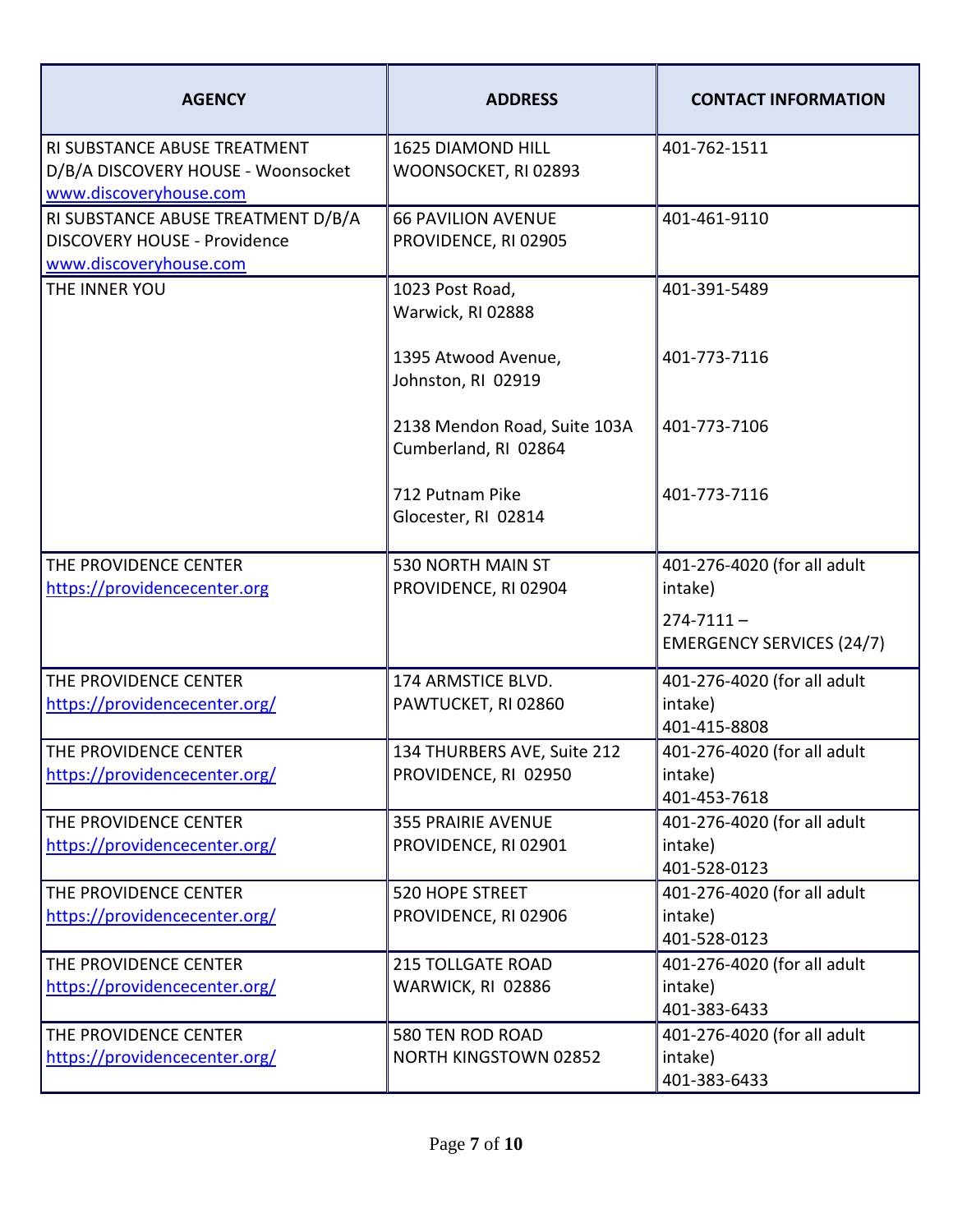| AGENCY | ADDRESS | CONTACT INFORMATION |
|---|---|---|
| RI SUBSTANCE ABUSE TREATMENT D/B/A DISCOVERY HOUSE - Woonsocket www.discoveryhouse.com | 1625 DIAMOND HILL WOONSOCKET, RI 02893 | 401-762-1511 |
| RI SUBSTANCE ABUSE TREATMENT D/B/A DISCOVERY HOUSE - Providence www.discoveryhouse.com | 66 PAVILION AVENUE PROVIDENCE, RI 02905 | 401-461-9110 |
| THE INNER YOU | 1023 Post Road, Warwick, RI 02888<br><br>1395 Atwood Avenue, Johnston, RI 02919<br><br>2138 Mendon Road, Suite 103A Cumberland, RI 02864<br><br>712 Putnam Pike Glocester, RI 02814 | 401-391-5489<br><br>401-773-7116<br><br>401-773-7106<br><br>401-773-7116 |
| THE PROVIDENCE CENTER https://providencecenter.org | 530 NORTH MAIN ST PROVIDENCE, RI 02904 | 401-276-4020 (for all adult intake)<br>274-7111 – EMERGENCY SERVICES (24/7) |
| THE PROVIDENCE CENTER https://providencecenter.org/ | 174 ARMSTICE BLVD. PAWTUCKET, RI 02860 | 401-276-4020 (for all adult intake) 401-415-8808 |
| THE PROVIDENCE CENTER https://providencecenter.org/ | 134 THURBERS AVE, Suite 212 PROVIDENCE, RI 02950 | 401-276-4020 (for all adult intake) 401-453-7618 |
| THE PROVIDENCE CENTER https://providencecenter.org/ | 355 PRAIRIE AVENUE PROVIDENCE, RI 02901 | 401-276-4020 (for all adult intake) 401-528-0123 |
| THE PROVIDENCE CENTER https://providencecenter.org/ | 520 HOPE STREET PROVIDENCE, RI 02906 | 401-276-4020 (for all adult intake) 401-528-0123 |
| THE PROVIDENCE CENTER https://providencecenter.org/ | 215 TOLLGATE ROAD WARWICK, RI 02886 | 401-276-4020 (for all adult intake) 401-383-6433 |
| THE PROVIDENCE CENTER https://providencecenter.org/ | 580 TEN ROD ROAD NORTH KINGSTOWN 02852 | 401-276-4020 (for all adult intake) 401-383-6433 |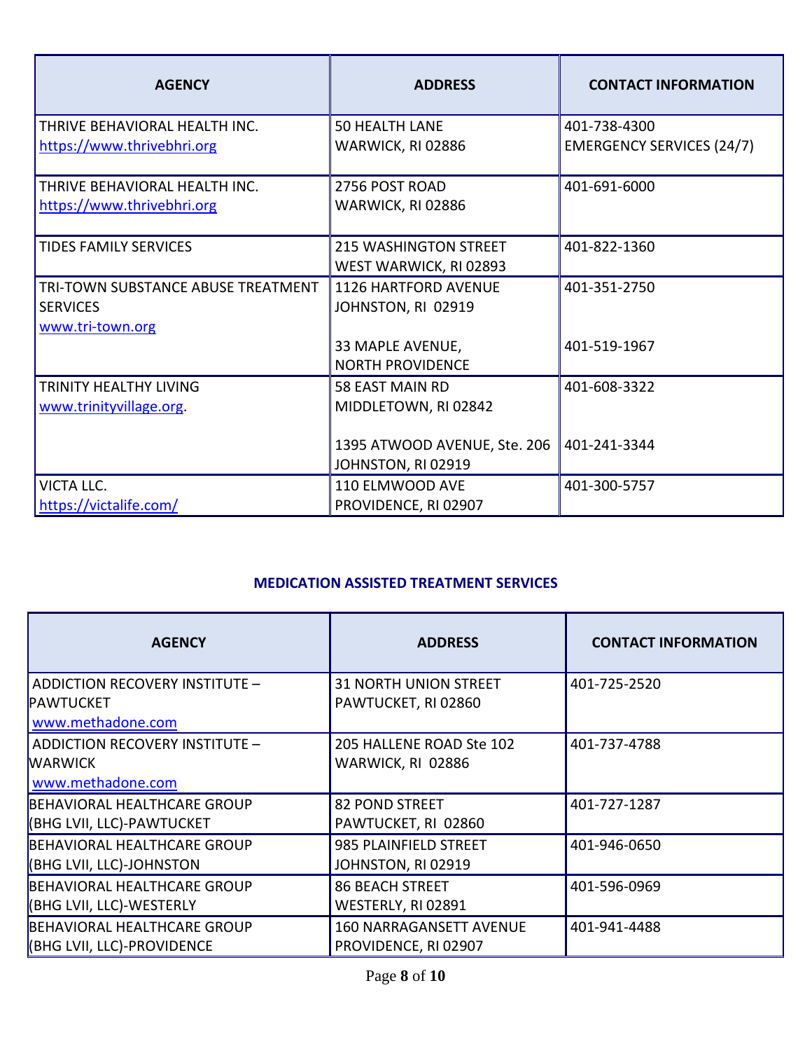| AGENCY | ADDRESS | CONTACT INFORMATION |
| --- | --- | --- |
| THRIVE BEHAVIORAL HEALTH INC.<br>https://www.thrivebhri.org | 50 HEALTH LANE<br>WARWICK, RI 02886 | 401-738-4300<br>EMERGENCY SERVICES (24/7) |
| THRIVE BEHAVIORAL HEALTH INC.<br>https://www.thrivebhri.org | 2756 POST ROAD<br>WARWICK, RI 02886 | 401-691-6000 |
| TIDES FAMILY SERVICES | 215 WASHINGTON STREET<br>WEST WARWICK, RI 02893 | 401-822-1360 |
| TRI-TOWN SUBSTANCE ABUSE TREATMENT SERVICES<br>www.tri-town.org | 1126 HARTFORD AVENUE<br>JOHNSTON, RI 02919<br><br>33 MAPLE AVENUE,<br>NORTH PROVIDENCE | 401-351-2750<br><br><br>401-519-1967 |
| TRINITY HEALTHY LIVING<br>www.trinityvillage.org. | 58 EAST MAIN RD<br>MIDDLETOWN, RI 02842<br><br>1395 ATWOOD AVENUE, Ste. 206<br>JOHNSTON, RI 02919 | 401-608-3322<br><br><br>401-241-3344 |
| VICTA LLC.<br>https://victalife.com/ | 110 ELMWOOD AVE<br>PROVIDENCE, RI 02907 | 401-300-5757 |

## MEDICATION ASSISTED TREATMENT SERVICES

| AGENCY | ADDRESS | CONTACT INFORMATION |
| --- | --- | --- |
| ADDICTION RECOVERY INSTITUTE – PAWTUCKET<br>www.methadone.com | 31 NORTH UNION STREET<br>PAWTUCKET, RI 02860 | 401-725-2520 |
| ADDICTION RECOVERY INSTITUTE – WARWICK<br>www.methadone.com | 205 HALLENE ROAD Ste 102<br>WARWICK, RI 02886 | 401-737-4788 |
| BEHAVIORAL HEALTHCARE GROUP (BHG LVII, LLC)-PAWTUCKET | 82 POND STREET<br>PAWTUCKET, RI 02860 | 401-727-1287 |
| BEHAVIORAL HEALTHCARE GROUP (BHG LVII, LLC)-JOHNSTON | 985 PLAINFIELD STREET<br>JOHNSTON, RI 02919 | 401-946-0650 |
| BEHAVIORAL HEALTHCARE GROUP (BHG LVII, LLC)-WESTERLY | 86 BEACH STREET<br>WESTERLY, RI 02891 | 401-596-0969 |
| BEHAVIORAL HEALTHCARE GROUP (BHG LVII, LLC)-PROVIDENCE | 160 NARRAGANSETT AVENUE<br>PROVIDENCE, RI 02907 | 401-941-4488 |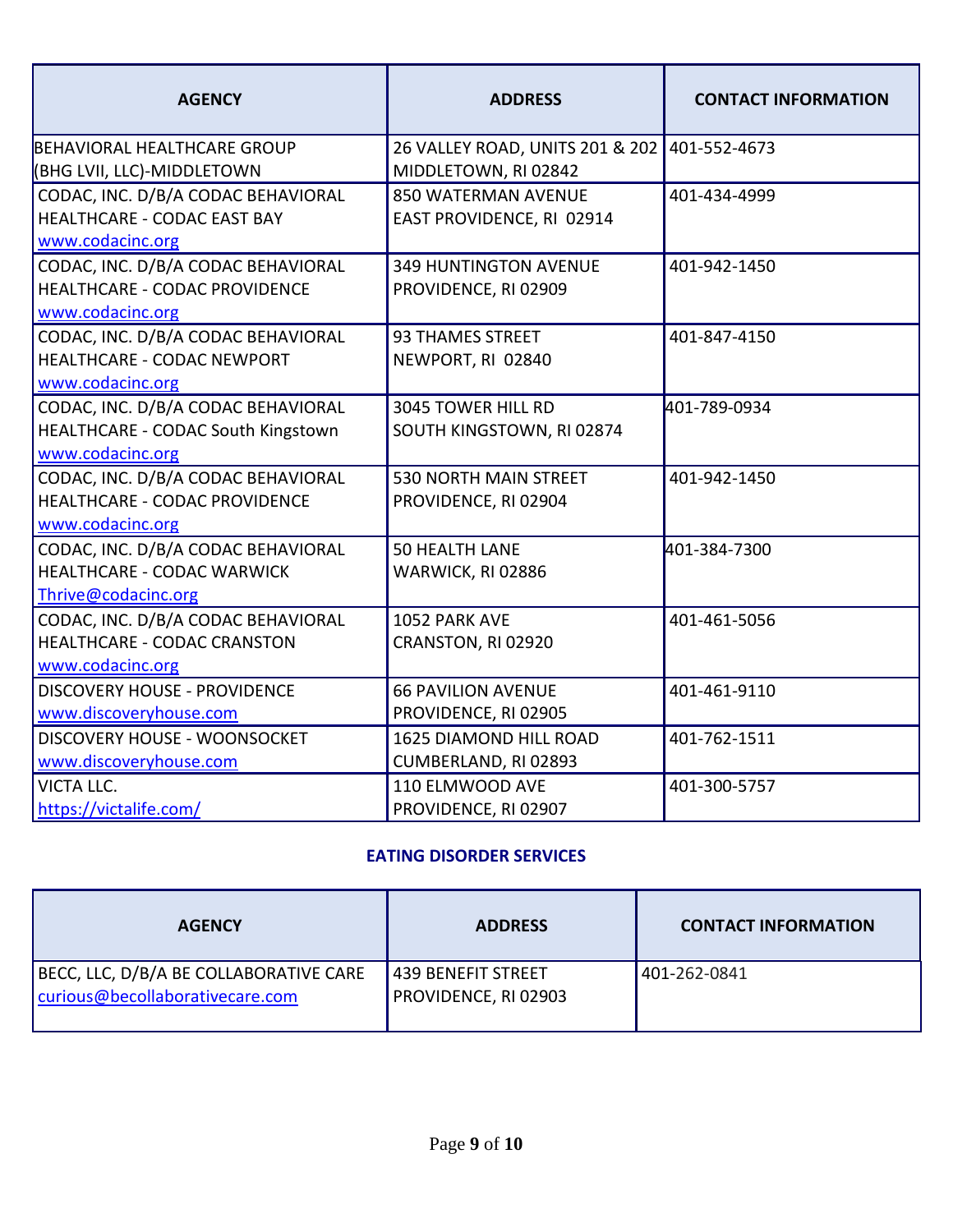| AGENCY | ADDRESS | CONTACT INFORMATION |
|---|---|---|
| BEHAVIORAL HEALTHCARE GROUP (BHG LVII, LLC)-MIDDLETOWN | 26 VALLEY ROAD, UNITS 201 & 202 MIDDLETOWN, RI 02842 | 401-552-4673 |
| CODAC, INC. D/B/A CODAC BEHAVIORAL HEALTHCARE - CODAC EAST BAY www.codacinc.org | 850 WATERMAN AVENUE EAST PROVIDENCE, RI 02914 | 401-434-4999 |
| CODAC, INC. D/B/A CODAC BEHAVIORAL HEALTHCARE - CODAC PROVIDENCE www.codacinc.org | 349 HUNTINGTON AVENUE PROVIDENCE, RI 02909 | 401-942-1450 |
| CODAC, INC. D/B/A CODAC BEHAVIORAL HEALTHCARE - CODAC NEWPORT www.codacinc.org | 93 THAMES STREET NEWPORT, RI 02840 | 401-847-4150 |
| CODAC, INC. D/B/A CODAC BEHAVIORAL HEALTHCARE - CODAC South Kingstown www.codacinc.org | 3045 TOWER HILL RD SOUTH KINGSTOWN, RI 02874 | 401-789-0934 |
| CODAC, INC. D/B/A CODAC BEHAVIORAL HEALTHCARE - CODAC PROVIDENCE www.codacinc.org | 530 NORTH MAIN STREET PROVIDENCE, RI 02904 | 401-942-1450 |
| CODAC, INC. D/B/A CODAC BEHAVIORAL HEALTHCARE - CODAC WARWICK Thrive@codacinc.org | 50 HEALTH LANE WARWICK, RI 02886 | 401-384-7300 |
| CODAC, INC. D/B/A CODAC BEHAVIORAL HEALTHCARE - CODAC CRANSTON www.codacinc.org | 1052 PARK AVE CRANSTON, RI 02920 | 401-461-5056 |
| DISCOVERY HOUSE - PROVIDENCE www.discoveryhouse.com | 66 PAVILION AVENUE PROVIDENCE, RI 02905 | 401-461-9110 |
| DISCOVERY HOUSE - WOONSOCKET www.discoveryhouse.com | 1625 DIAMOND HILL ROAD CUMBERLAND, RI 02893 | 401-762-1511 |
| VICTA LLC. https://victalife.com/ | 110 ELMWOOD AVE PROVIDENCE, RI 02907 | 401-300-5757 |

## EATING DISORDER SERVICES

| AGENCY | ADDRESS | CONTACT INFORMATION |
|---|---|---|
| BECC, LLC, D/B/A BE COLLABORATIVE CARE curious@becollaborativecare.com | 439 BENEFIT STREET PROVIDENCE, RI 02903 | 401-262-0841 |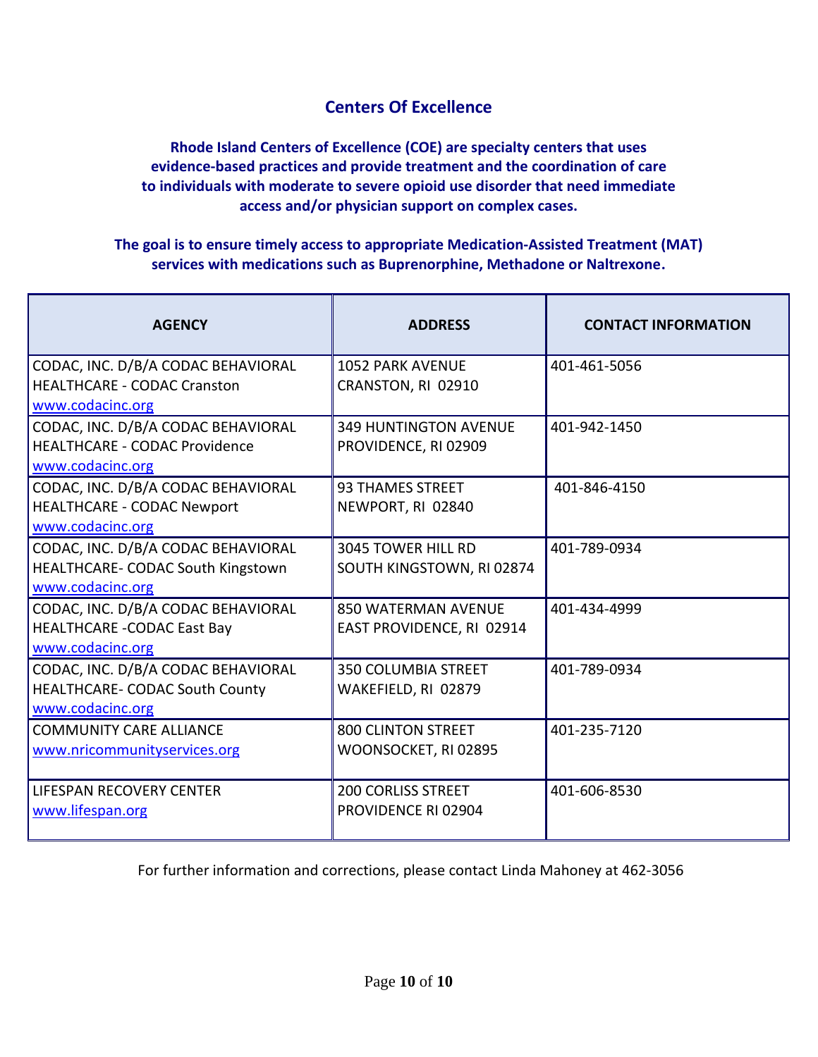## Centers Of Excellence

**Rhode Island Centers of Excellence (COE) are specialty centers that uses evidence-based practices and provide treatment and the coordination of care to individuals with moderate to severe opioid use disorder that need immediate access and/or physician support on complex cases.**

**The goal is to ensure timely access to appropriate Medication-Assisted Treatment (MAT) services with medications such as Buprenorphine, Methadone or Naltrexone.**

| AGENCY | ADDRESS | CONTACT INFORMATION |
|---|---|---|
| CODAC, INC. D/B/A CODAC BEHAVIORAL HEALTHCARE - CODAC Cranston www.codacinc.org | 1052 PARK AVENUE CRANSTON, RI 02910 | 401-461-5056 |
| CODAC, INC. D/B/A CODAC BEHAVIORAL HEALTHCARE - CODAC Providence www.codacinc.org | 349 HUNTINGTON AVENUE PROVIDENCE, RI 02909 | 401-942-1450 |
| CODAC, INC. D/B/A CODAC BEHAVIORAL HEALTHCARE - CODAC Newport www.codacinc.org | 93 THAMES STREET NEWPORT, RI 02840 | 401-846-4150 |
| CODAC, INC. D/B/A CODAC BEHAVIORAL HEALTHCARE- CODAC South Kingstown www.codacinc.org | 3045 TOWER HILL RD SOUTH KINGSTOWN, RI 02874 | 401-789-0934 |
| CODAC, INC. D/B/A CODAC BEHAVIORAL HEALTHCARE -CODAC East Bay www.codacinc.org | 850 WATERMAN AVENUE EAST PROVIDENCE, RI 02914 | 401-434-4999 |
| CODAC, INC. D/B/A CODAC BEHAVIORAL HEALTHCARE- CODAC South County www.codacinc.org | 350 COLUMBIA STREET WAKEFIELD, RI 02879 | 401-789-0934 |
| COMMUNITY CARE ALLIANCE www.nricommunityservices.org | 800 CLINTON STREET WOONSOCKET, RI 02895 | 401-235-7120 |
| LIFESPAN RECOVERY CENTER www.lifespan.org | 200 CORLISS STREET PROVIDENCE RI 02904 | 401-606-8530 |

For further information and corrections, please contact Linda Mahoney at 462-3056